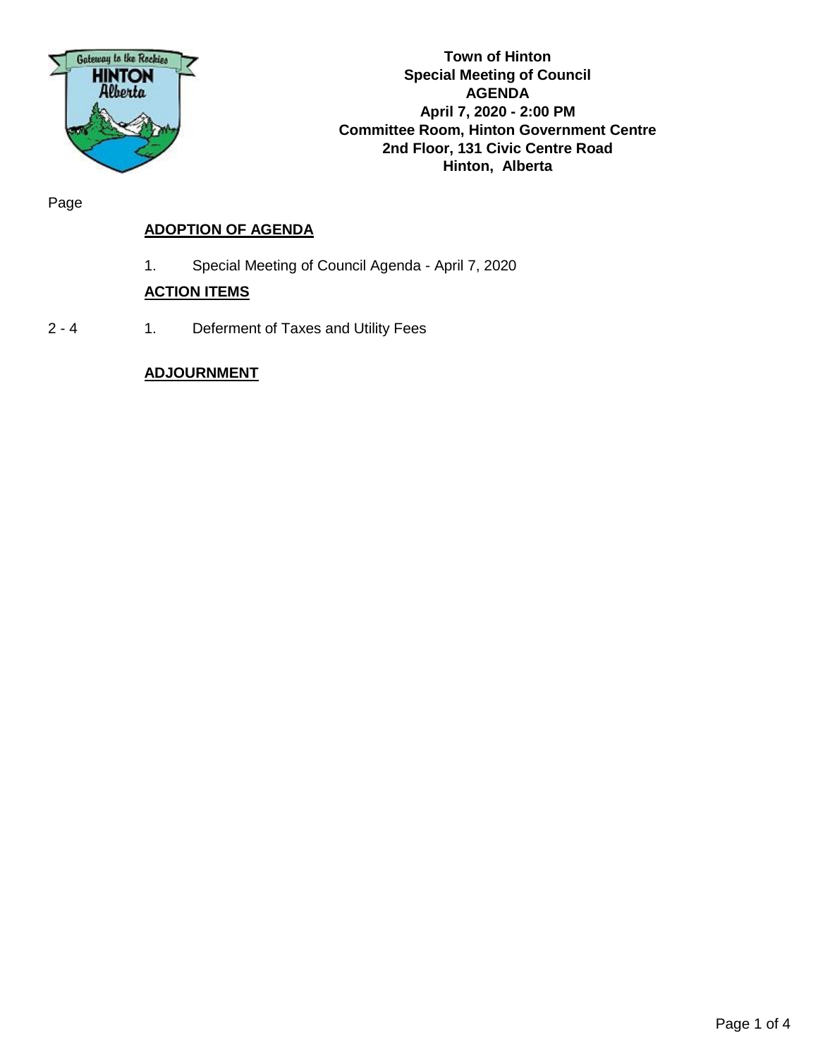# Town of Hinton
## Special Meeting of Council
## AGENDA

**April 7, 2020 - 2:00 PM**
**Committee Room, Hinton Government Centre**
**2nd Floor, 131 Civic Centre Road**
**Hinton, Alberta**

| Page | |
|---|---|
| | **ADOPTION OF AGENDA** |
| | 1. Special Meeting of Council Agenda - April 7, 2020 |
| | **ACTION ITEMS** |
| 2 - 4 | 1. Deferment of Taxes and Utility Fees |
| | **ADJOURNMENT** |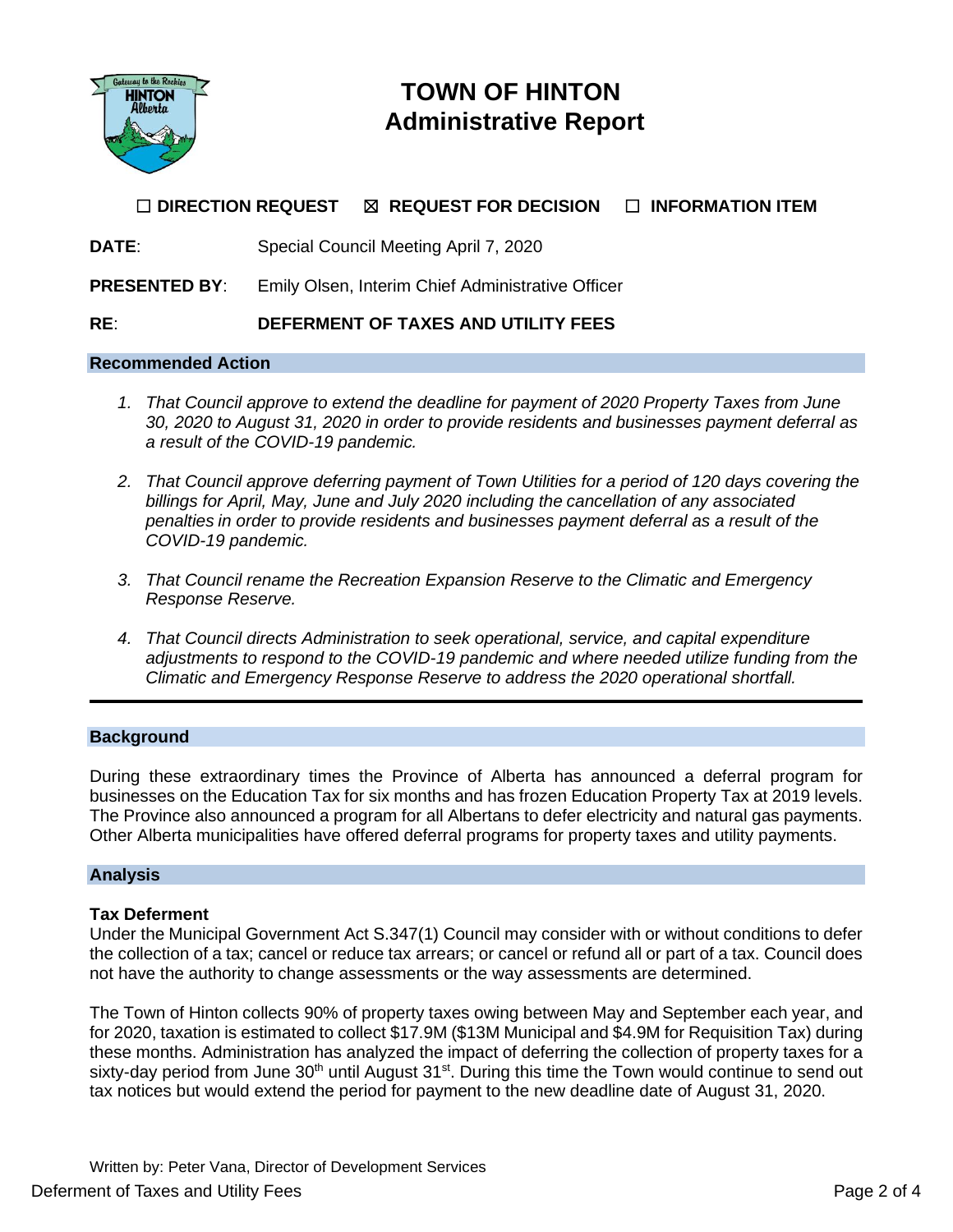# TOWN OF HINTON
## Administrative Report

☐ **DIRECTION REQUEST** ☒ **REQUEST FOR DECISION** ☐ **INFORMATION ITEM**

**DATE**: Special Council Meeting April 7, 2020

**PRESENTED BY**: Emily Olsen, Interim Chief Administrative Officer

**RE**: **DEFERMENT OF TAXES AND UTILITY FEES**

### Recommended Action

1. *That Council approve to extend the deadline for payment of 2020 Property Taxes from June 30, 2020 to August 31, 2020 in order to provide residents and businesses payment deferral as a result of the COVID-19 pandemic.*

2. *That Council approve deferring payment of Town Utilities for a period of 120 days covering the billings for April, May, June and July 2020 including the cancellation of any associated penalties in order to provide residents and businesses payment deferral as a result of the COVID-19 pandemic.*

3. *That Council rename the Recreation Expansion Reserve to the Climatic and Emergency Response Reserve.*

4. *That Council directs Administration to seek operational, service, and capital expenditure adjustments to respond to the COVID-19 pandemic and where needed utilize funding from the Climatic and Emergency Response Reserve to address the 2020 operational shortfall.*

---

### Background

During these extraordinary times the Province of Alberta has announced a deferral program for businesses on the Education Tax for six months and has frozen Education Property Tax at 2019 levels. The Province also announced a program for all Albertans to defer electricity and natural gas payments. Other Alberta municipalities have offered deferral programs for property taxes and utility payments.

### Analysis

**Tax Deferment**

Under the Municipal Government Act S.347(1) Council may consider with or without conditions to defer the collection of a tax; cancel or reduce tax arrears; or cancel or refund all or part of a tax. Council does not have the authority to change assessments or the way assessments are determined.

The Town of Hinton collects 90% of property taxes owing between May and September each year, and for 2020, taxation is estimated to collect $17.9M ($13M Municipal and $4.9M for Requisition Tax) during these months. Administration has analyzed the impact of deferring the collection of property taxes for a sixty-day period from June 30th until August 31st. During this time the Town would continue to send out tax notices but would extend the period for payment to the new deadline date of August 31, 2020.

Written by: Peter Vana, Director of Development Services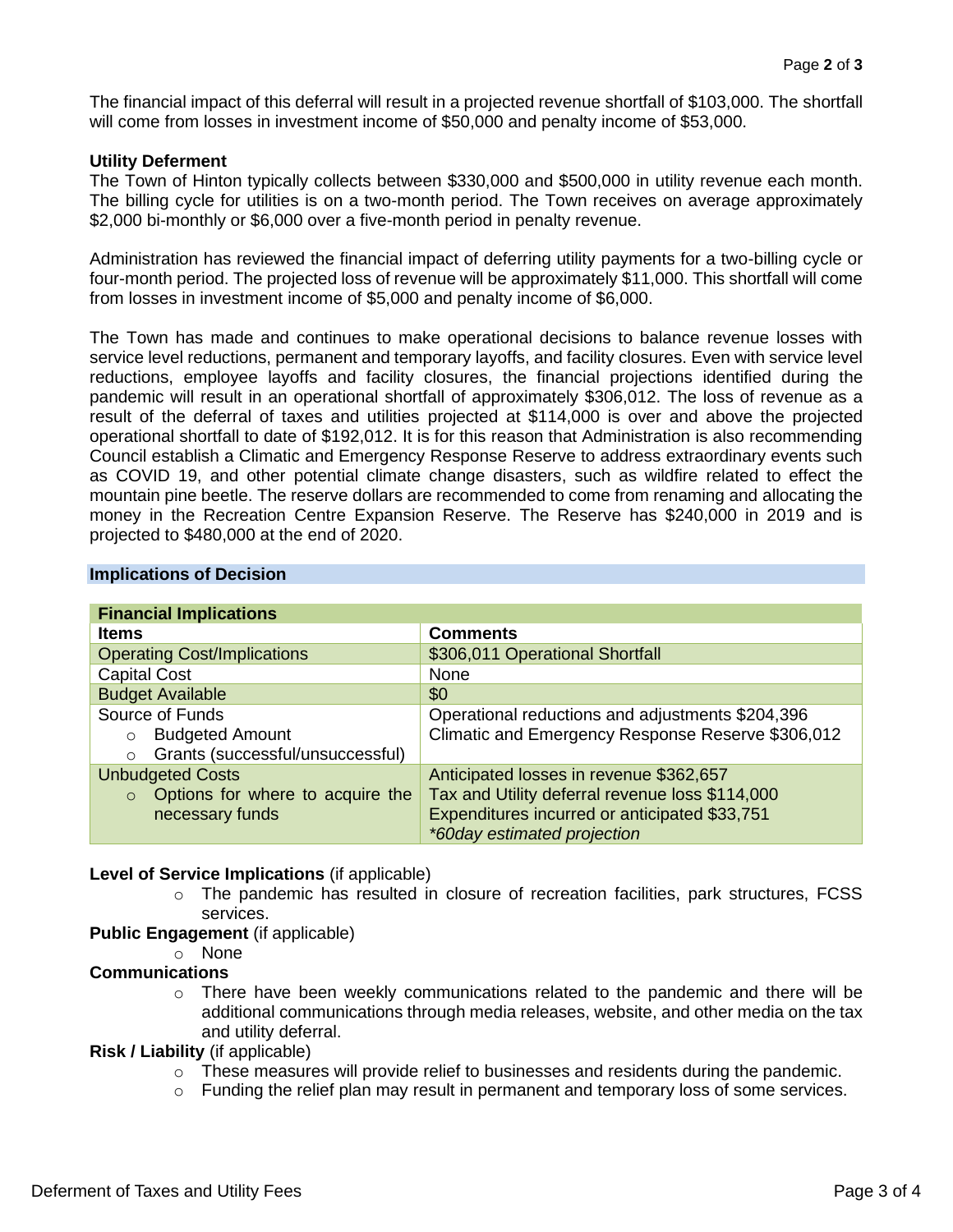The financial impact of this deferral will result in a projected revenue shortfall of $103,000. The shortfall will come from losses in investment income of $50,000 and penalty income of $53,000.

**Utility Deferment**

The Town of Hinton typically collects between $330,000 and $500,000 in utility revenue each month. The billing cycle for utilities is on a two-month period. The Town receives on average approximately $2,000 bi-monthly or $6,000 over a five-month period in penalty revenue.

Administration has reviewed the financial impact of deferring utility payments for a two-billing cycle or four-month period. The projected loss of revenue will be approximately $11,000. This shortfall will come from losses in investment income of $5,000 and penalty income of $6,000.

The Town has made and continues to make operational decisions to balance revenue losses with service level reductions, permanent and temporary layoffs, and facility closures. Even with service level reductions, employee layoffs and facility closures, the financial projections identified during the pandemic will result in an operational shortfall of approximately $306,012. The loss of revenue as a result of the deferral of taxes and utilities projected at $114,000 is over and above the projected operational shortfall to date of $192,012. It is for this reason that Administration is also recommending Council establish a Climatic and Emergency Response Reserve to address extraordinary events such as COVID 19, and other potential climate change disasters, such as wildfire related to effect the mountain pine beetle. The reserve dollars are recommended to come from renaming and allocating the money in the Recreation Centre Expansion Reserve. The Reserve has $240,000 in 2019 and is projected to $480,000 at the end of 2020.

## Implications of Decision

| **Financial Implications** | |
|---|---|
| **Items** | **Comments** |
| Operating Cost/Implications | $306,011 Operational Shortfall |
| Capital Cost | None |
| Budget Available | $0 |
| Source of Funds<br>○ Budgeted Amount<br>○ Grants (successful/unsuccessful) | Operational reductions and adjustments $204,396<br>Climatic and Emergency Response Reserve $306,012 |
| Unbudgeted Costs<br>○ Options for where to acquire the necessary funds | Anticipated losses in revenue $362,657<br>Tax and Utility deferral revenue loss $114,000<br>Expenditures incurred or anticipated $33,751<br>*\*60day estimated projection* |

**Level of Service Implications** (if applicable)

- The pandemic has resulted in closure of recreation facilities, park structures, FCSS services.

**Public Engagement** (if applicable)

- None

**Communications**

- There have been weekly communications related to the pandemic and there will be additional communications through media releases, website, and other media on the tax and utility deferral.

**Risk / Liability** (if applicable)

- These measures will provide relief to businesses and residents during the pandemic.
- Funding the relief plan may result in permanent and temporary loss of some services.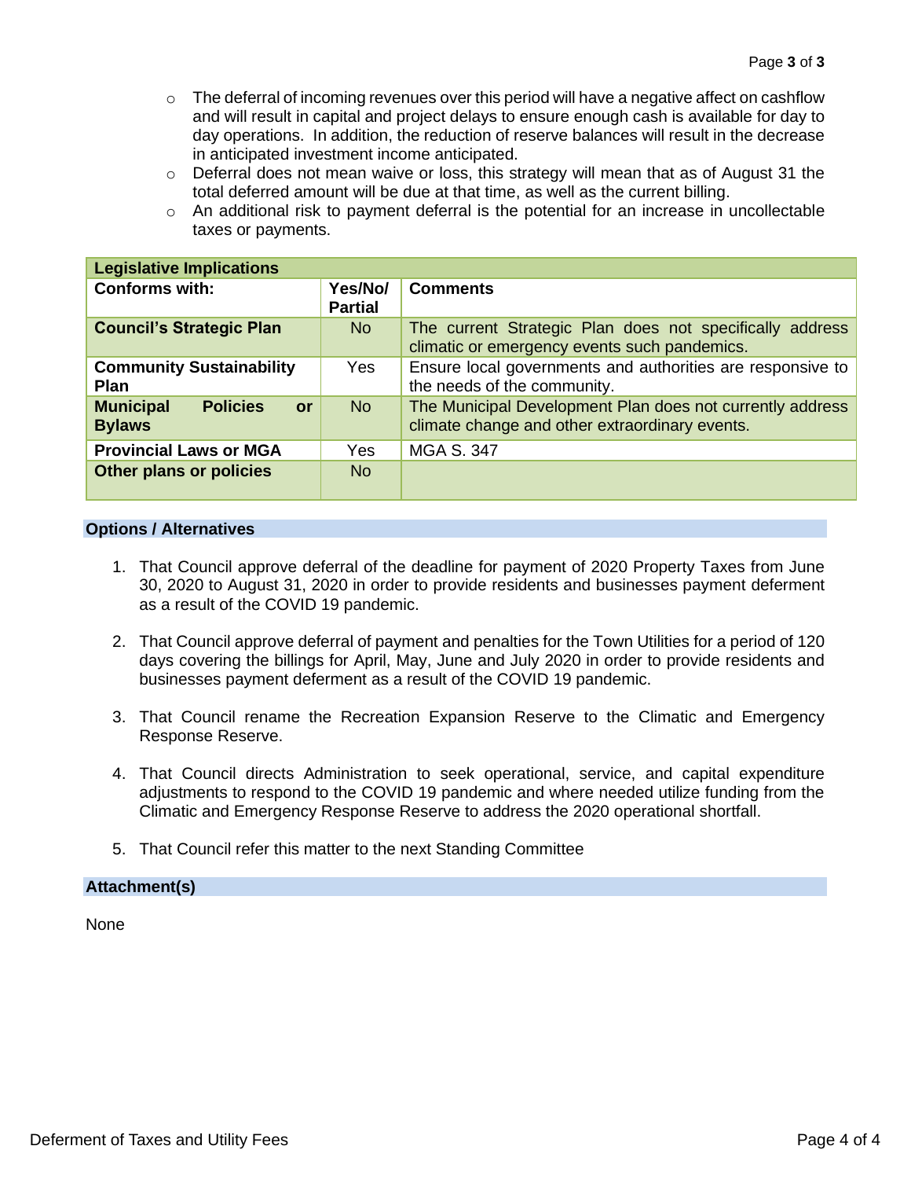- The deferral of incoming revenues over this period will have a negative affect on cashflow and will result in capital and project delays to ensure enough cash is available for day to day operations. In addition, the reduction of reserve balances will result in the decrease in anticipated investment income anticipated.
- Deferral does not mean waive or loss, this strategy will mean that as of August 31 the total deferred amount will be due at that time, as well as the current billing.
- An additional risk to payment deferral is the potential for an increase in uncollectable taxes or payments.

| **Legislative Implications** | | |
|---|---|---|
| **Conforms with:** | **Yes/No/ Partial** | **Comments** |
| **Council's Strategic Plan** | No | The current Strategic Plan does not specifically address climatic or emergency events such pandemics. |
| **Community Sustainability Plan** | Yes | Ensure local governments and authorities are responsive to the needs of the community. |
| **Municipal Policies or Bylaws** | No | The Municipal Development Plan does not currently address climate change and other extraordinary events. |
| **Provincial Laws or MGA** | Yes | MGA S. 347 |
| **Other plans or policies** | No | |

## Options / Alternatives

1. That Council approve deferral of the deadline for payment of 2020 Property Taxes from June 30, 2020 to August 31, 2020 in order to provide residents and businesses payment deferment as a result of the COVID 19 pandemic.

2. That Council approve deferral of payment and penalties for the Town Utilities for a period of 120 days covering the billings for April, May, June and July 2020 in order to provide residents and businesses payment deferment as a result of the COVID 19 pandemic.

3. That Council rename the Recreation Expansion Reserve to the Climatic and Emergency Response Reserve.

4. That Council directs Administration to seek operational, service, and capital expenditure adjustments to respond to the COVID 19 pandemic and where needed utilize funding from the Climatic and Emergency Response Reserve to address the 2020 operational shortfall.

5. That Council refer this matter to the next Standing Committee

## Attachment(s)

None